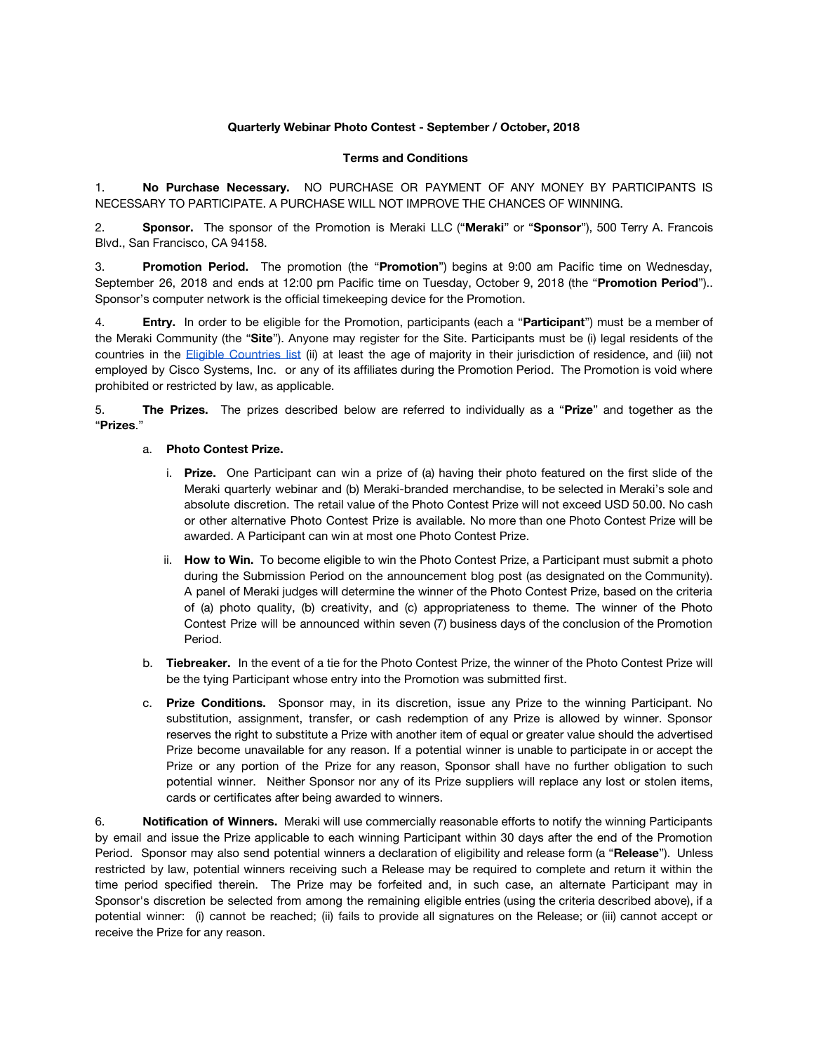**Quarterly Webinar Photo Contest - September / October, 2018**

**Terms and Conditions**

1. **No Purchase Necessary.** NO PURCHASE OR PAYMENT OF ANY MONEY BY PARTICIPANTS IS NECESSARY TO PARTICIPATE. A PURCHASE WILL NOT IMPROVE THE CHANCES OF WINNING.

2. **Sponsor.** The sponsor of the Promotion is Meraki LLC ("**Meraki**" or "**Sponsor**"), 500 Terry A. Francois Blvd., San Francisco, CA 94158.

3. **Promotion Period.** The promotion (the "**Promotion**") begins at 9:00 am Pacific time on Wednesday, September 26, 2018 and ends at 12:00 pm Pacific time on Tuesday, October 9, 2018 (the "**Promotion Period**").. Sponsor's computer network is the official timekeeping device for the Promotion.

4. **Entry.** In order to be eligible for the Promotion, participants (each a "**Participant**") must be a member of the Meraki Community (the "**Site**"). Anyone may register for the Site. Participants must be (i) legal residents of the countries in the Eligible Countries list (ii) at least the age of majority in their jurisdiction of residence, and (iii) not employed by Cisco Systems, Inc. or any of its affiliates during the Promotion Period. The Promotion is void where prohibited or restricted by law, as applicable.

5. **The Prizes.** The prizes described below are referred to individually as a "**Prize**" and together as the "**Prizes**."

   a. **Photo Contest Prize.**

      i. **Prize.** One Participant can win a prize of (a) having their photo featured on the first slide of the Meraki quarterly webinar and (b) Meraki-branded merchandise, to be selected in Meraki's sole and absolute discretion. The retail value of the Photo Contest Prize will not exceed USD 50.00. No cash or other alternative Photo Contest Prize is available. No more than one Photo Contest Prize will be awarded. A Participant can win at most one Photo Contest Prize.

      ii. **How to Win.** To become eligible to win the Photo Contest Prize, a Participant must submit a photo during the Submission Period on the announcement blog post (as designated on the Community). A panel of Meraki judges will determine the winner of the Photo Contest Prize, based on the criteria of (a) photo quality, (b) creativity, and (c) appropriateness to theme. The winner of the Photo Contest Prize will be announced within seven (7) business days of the conclusion of the Promotion Period.

   b. **Tiebreaker.** In the event of a tie for the Photo Contest Prize, the winner of the Photo Contest Prize will be the tying Participant whose entry into the Promotion was submitted first.

   c. **Prize Conditions.** Sponsor may, in its discretion, issue any Prize to the winning Participant. No substitution, assignment, transfer, or cash redemption of any Prize is allowed by winner. Sponsor reserves the right to substitute a Prize with another item of equal or greater value should the advertised Prize become unavailable for any reason. If a potential winner is unable to participate in or accept the Prize or any portion of the Prize for any reason, Sponsor shall have no further obligation to such potential winner. Neither Sponsor nor any of its Prize suppliers will replace any lost or stolen items, cards or certificates after being awarded to winners.

6. **Notification of Winners.** Meraki will use commercially reasonable efforts to notify the winning Participants by email and issue the Prize applicable to each winning Participant within 30 days after the end of the Promotion Period. Sponsor may also send potential winners a declaration of eligibility and release form (a "**Release**"). Unless restricted by law, potential winners receiving such a Release may be required to complete and return it within the time period specified therein. The Prize may be forfeited and, in such case, an alternate Participant may in Sponsor's discretion be selected from among the remaining eligible entries (using the criteria described above), if a potential winner: (i) cannot be reached; (ii) fails to provide all signatures on the Release; or (iii) cannot accept or receive the Prize for any reason.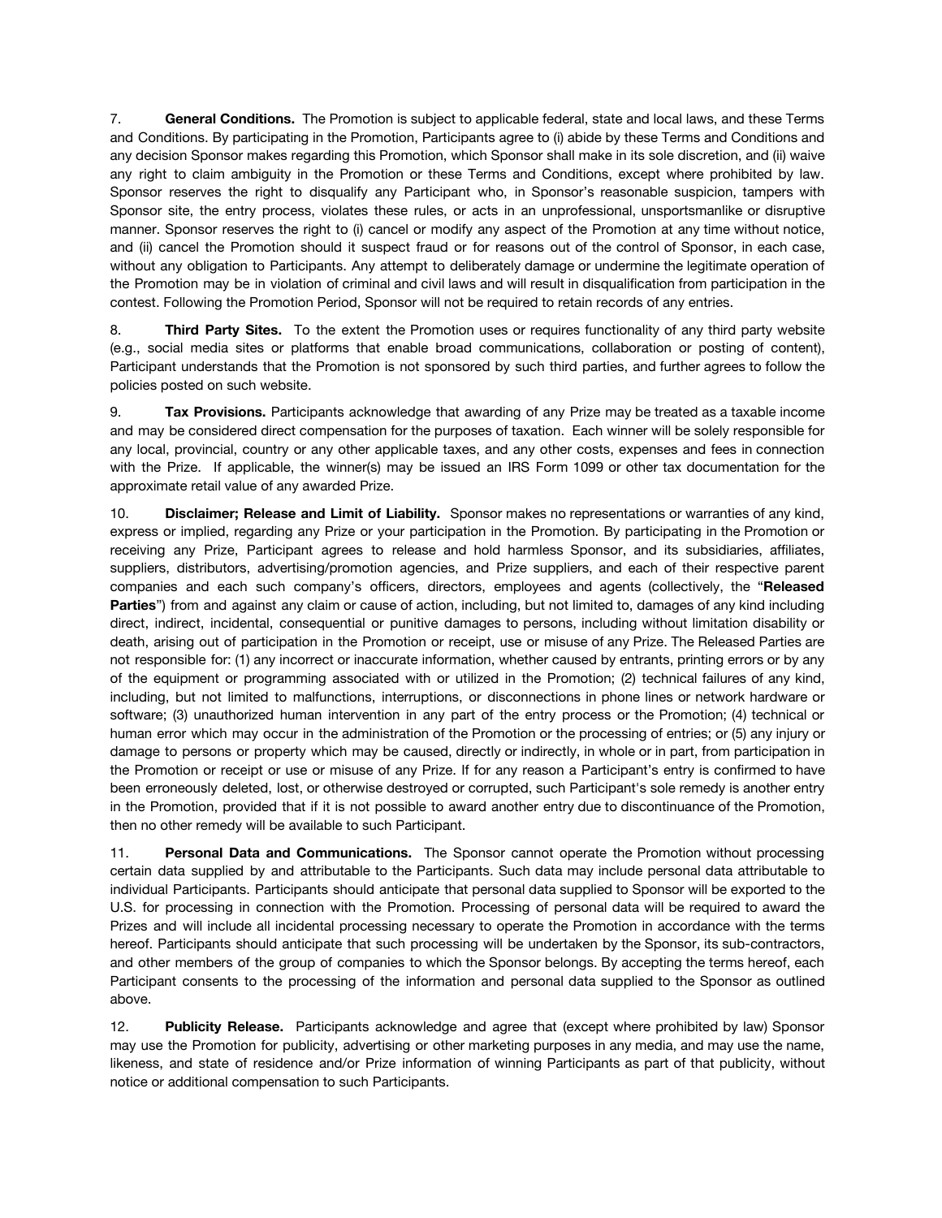7. **General Conditions.** The Promotion is subject to applicable federal, state and local laws, and these Terms and Conditions. By participating in the Promotion, Participants agree to (i) abide by these Terms and Conditions and any decision Sponsor makes regarding this Promotion, which Sponsor shall make in its sole discretion, and (ii) waive any right to claim ambiguity in the Promotion or these Terms and Conditions, except where prohibited by law. Sponsor reserves the right to disqualify any Participant who, in Sponsor's reasonable suspicion, tampers with Sponsor site, the entry process, violates these rules, or acts in an unprofessional, unsportsmanlike or disruptive manner. Sponsor reserves the right to (i) cancel or modify any aspect of the Promotion at any time without notice, and (ii) cancel the Promotion should it suspect fraud or for reasons out of the control of Sponsor, in each case, without any obligation to Participants. Any attempt to deliberately damage or undermine the legitimate operation of the Promotion may be in violation of criminal and civil laws and will result in disqualification from participation in the contest. Following the Promotion Period, Sponsor will not be required to retain records of any entries.

8. **Third Party Sites.** To the extent the Promotion uses or requires functionality of any third party website (e.g., social media sites or platforms that enable broad communications, collaboration or posting of content), Participant understands that the Promotion is not sponsored by such third parties, and further agrees to follow the policies posted on such website.

9. **Tax Provisions.** Participants acknowledge that awarding of any Prize may be treated as a taxable income and may be considered direct compensation for the purposes of taxation. Each winner will be solely responsible for any local, provincial, country or any other applicable taxes, and any other costs, expenses and fees in connection with the Prize. If applicable, the winner(s) may be issued an IRS Form 1099 or other tax documentation for the approximate retail value of any awarded Prize.

10. **Disclaimer; Release and Limit of Liability.** Sponsor makes no representations or warranties of any kind, express or implied, regarding any Prize or your participation in the Promotion. By participating in the Promotion or receiving any Prize, Participant agrees to release and hold harmless Sponsor, and its subsidiaries, affiliates, suppliers, distributors, advertising/promotion agencies, and Prize suppliers, and each of their respective parent companies and each such company's officers, directors, employees and agents (collectively, the "**Released Parties**") from and against any claim or cause of action, including, but not limited to, damages of any kind including direct, indirect, incidental, consequential or punitive damages to persons, including without limitation disability or death, arising out of participation in the Promotion or receipt, use or misuse of any Prize. The Released Parties are not responsible for: (1) any incorrect or inaccurate information, whether caused by entrants, printing errors or by any of the equipment or programming associated with or utilized in the Promotion; (2) technical failures of any kind, including, but not limited to malfunctions, interruptions, or disconnections in phone lines or network hardware or software; (3) unauthorized human intervention in any part of the entry process or the Promotion; (4) technical or human error which may occur in the administration of the Promotion or the processing of entries; or (5) any injury or damage to persons or property which may be caused, directly or indirectly, in whole or in part, from participation in the Promotion or receipt or use or misuse of any Prize. If for any reason a Participant's entry is confirmed to have been erroneously deleted, lost, or otherwise destroyed or corrupted, such Participant's sole remedy is another entry in the Promotion, provided that if it is not possible to award another entry due to discontinuance of the Promotion, then no other remedy will be available to such Participant.

11. **Personal Data and Communications.** The Sponsor cannot operate the Promotion without processing certain data supplied by and attributable to the Participants. Such data may include personal data attributable to individual Participants. Participants should anticipate that personal data supplied to Sponsor will be exported to the U.S. for processing in connection with the Promotion. Processing of personal data will be required to award the Prizes and will include all incidental processing necessary to operate the Promotion in accordance with the terms hereof. Participants should anticipate that such processing will be undertaken by the Sponsor, its sub-contractors, and other members of the group of companies to which the Sponsor belongs. By accepting the terms hereof, each Participant consents to the processing of the information and personal data supplied to the Sponsor as outlined above.

12. **Publicity Release.** Participants acknowledge and agree that (except where prohibited by law) Sponsor may use the Promotion for publicity, advertising or other marketing purposes in any media, and may use the name, likeness, and state of residence and/or Prize information of winning Participants as part of that publicity, without notice or additional compensation to such Participants.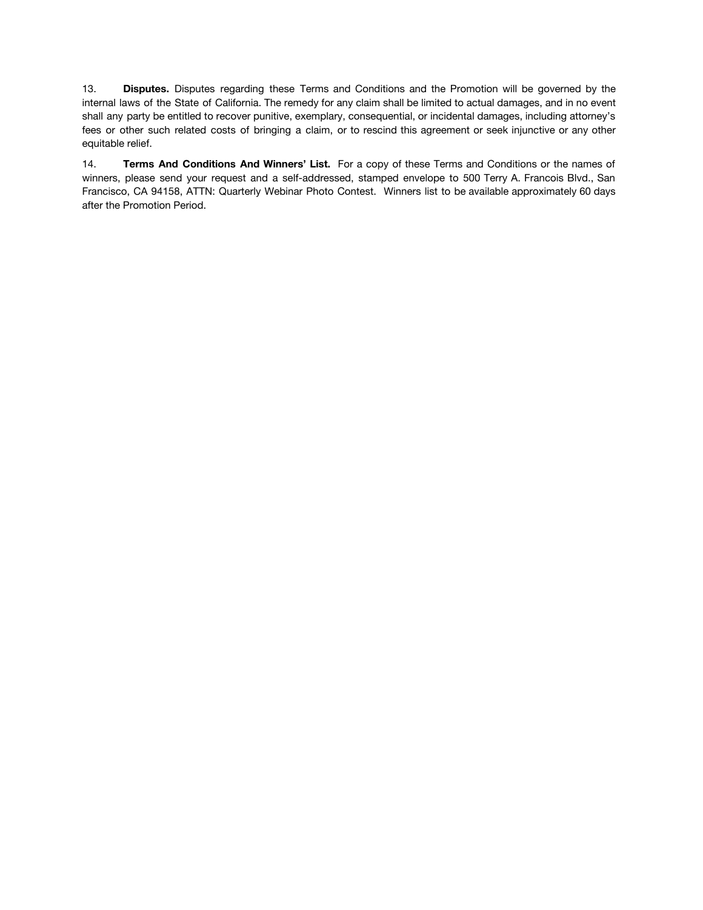13. **Disputes.** Disputes regarding these Terms and Conditions and the Promotion will be governed by the internal laws of the State of California. The remedy for any claim shall be limited to actual damages, and in no event shall any party be entitled to recover punitive, exemplary, consequential, or incidental damages, including attorney's fees or other such related costs of bringing a claim, or to rescind this agreement or seek injunctive or any other equitable relief.

14. **Terms And Conditions And Winners' List.** For a copy of these Terms and Conditions or the names of winners, please send your request and a self-addressed, stamped envelope to 500 Terry A. Francois Blvd., San Francisco, CA 94158, ATTN: Quarterly Webinar Photo Contest. Winners list to be available approximately 60 days after the Promotion Period.